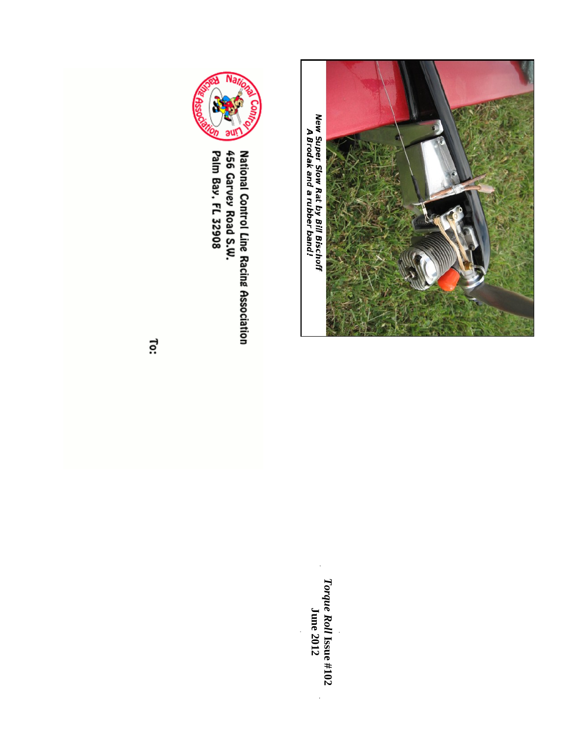New Super Slow Rat by Bill Bischoff
A Brodak and a rubber band!

National Control Line Racing Association
456 Garvey Road S.W.
Palm Bay, FL 32908

To:

*Torque Roll* Issue #102
June 2012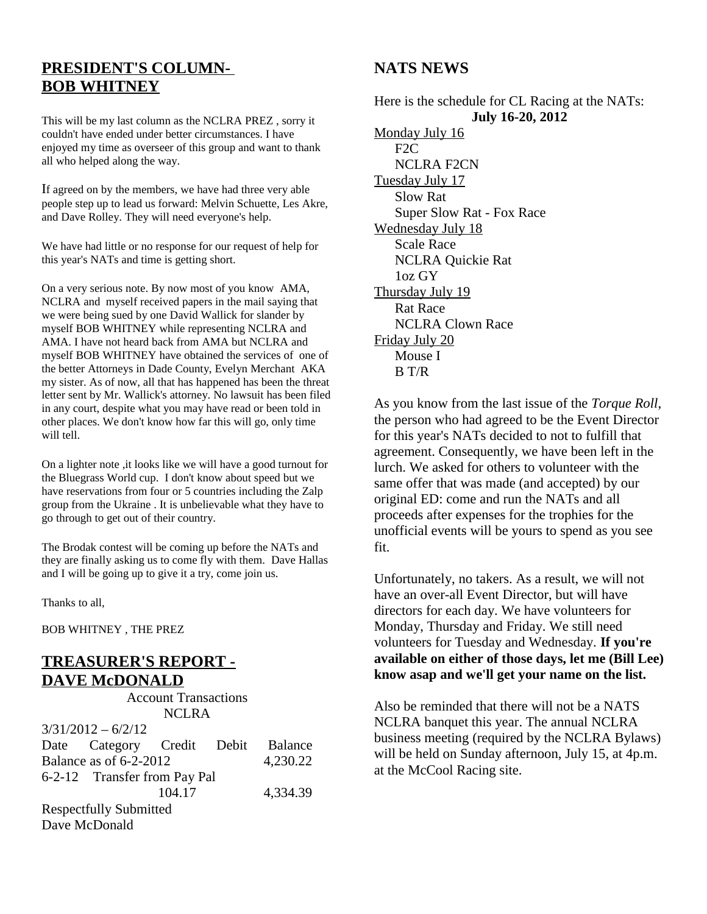## PRESIDENT'S COLUMN- BOB WHITNEY

This will be my last column as the NCLRA PREZ , sorry it couldn't have ended under better circumstances. I have enjoyed my time as overseer of this group and want to thank all who helped along the way.

If agreed on by the members, we have had three very able people step up to lead us forward: Melvin Schuette, Les Akre, and Dave Rolley. They will need everyone's help.

We have had little or no response for our request of help for this year's NATs and time is getting short.

On a very serious note. By now most of you know AMA, NCLRA and myself received papers in the mail saying that we were being sued by one David Wallick for slander by myself BOB WHITNEY while representing NCLRA and AMA. I have not heard back from AMA but NCLRA and myself BOB WHITNEY have obtained the services of one of the better Attorneys in Dade County, Evelyn Merchant AKA my sister. As of now, all that has happened has been the threat letter sent by Mr. Wallick's attorney. No lawsuit has been filed in any court, despite what you may have read or been told in other places. We don't know how far this will go, only time will tell.

On a lighter note ,it looks like we will have a good turnout for the Bluegrass World cup. I don't know about speed but we have reservations from four or 5 countries including the Zalp group from the Ukraine . It is unbelievable what they have to go through to get out of their country.

The Brodak contest will be coming up before the NATs and they are finally asking us to come fly with them. Dave Hallas and I will be going up to give it a try, come join us.

Thanks to all,

BOB WHITNEY , THE PREZ

## TREASURER'S REPORT - DAVE McDONALD

Account Transactions
NCLRA

3/31/2012 – 6/2/12

| Date | Category | Credit | Debit | Balance |
|---|---|---|---|---|
| Balance as of 6-2-2012 | | | | 4,230.22 |
| 6-2-12 | Transfer from Pay Pal | 104.17 | | 4,334.39 |

Respectfully Submitted
Dave McDonald

## NATS NEWS

Here is the schedule for CL Racing at the NATs:
**July 16-20, 2012**

Monday July 16
- F2C
- NCLRA F2CN

Tuesday July 17
- Slow Rat
- Super Slow Rat - Fox Race

Wednesday July 18
- Scale Race
- NCLRA Quickie Rat
- 1oz GY

Thursday July 19
- Rat Race
- NCLRA Clown Race

Friday July 20
- Mouse I
- B T/R

As you know from the last issue of the *Torque Roll*, the person who had agreed to be the Event Director for this year's NATs decided to not to fulfill that agreement. Consequently, we have been left in the lurch. We asked for others to volunteer with the same offer that was made (and accepted) by our original ED: come and run the NATs and all proceeds after expenses for the trophies for the unofficial events will be yours to spend as you see fit.

Unfortunately, no takers. As a result, we will not have an over-all Event Director, but will have directors for each day. We have volunteers for Monday, Thursday and Friday. We still need volunteers for Tuesday and Wednesday. **If you're available on either of those days, let me (Bill Lee) know asap and we'll get your name on the list.**

Also be reminded that there will not be a NATS NCLRA banquet this year. The annual NCLRA business meeting (required by the NCLRA Bylaws) will be held on Sunday afternoon, July 15, at 4p.m. at the McCool Racing site.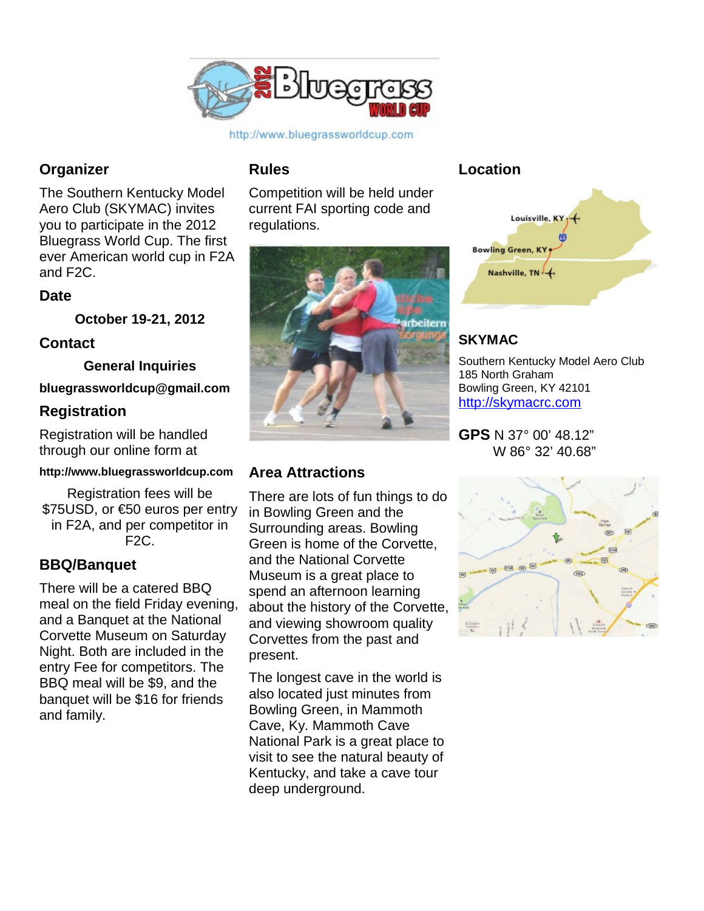http://www.bluegrassworldcup.com

## Organizer

The Southern Kentucky Model Aero Club (SKYMAC) invites you to participate in the 2012 Bluegrass World Cup. The first ever American world cup in F2A and F2C.

## Date

**October 19-21, 2012**

## Contact

**General Inquiries**

**bluegrassworldcup@gmail.com**

## Registration

Registration will be handled through our online form at

**http://www.bluegrassworldcup.com**

Registration fees will be $75USD, or €50 euros per entry in F2A, and per competitor in F2C.

## BBQ/Banquet

There will be a catered BBQ meal on the field Friday evening, and a Banquet at the National Corvette Museum on Saturday Night. Both are included in the entry Fee for competitors. The BBQ meal will be $9, and the banquet will be $16 for friends and family.

## Rules

Competition will be held under current FAI sporting code and regulations.

## Area Attractions

There are lots of fun things to do in Bowling Green and the Surrounding areas. Bowling Green is home of the Corvette, and the National Corvette Museum is a great place to spend an afternoon learning about the history of the Corvette, and viewing showroom quality Corvettes from the past and present.

The longest cave in the world is also located just minutes from Bowling Green, in Mammoth Cave, Ky. Mammoth Cave National Park is a great place to visit to see the natural beauty of Kentucky, and take a cave tour deep underground.

## Location

## SKYMAC

Southern Kentucky Model Aero Club
185 North Graham
Bowling Green, KY 42101
http://skymacrc.com

**GPS** N 37° 00' 48.12"
W 86° 32' 40.68"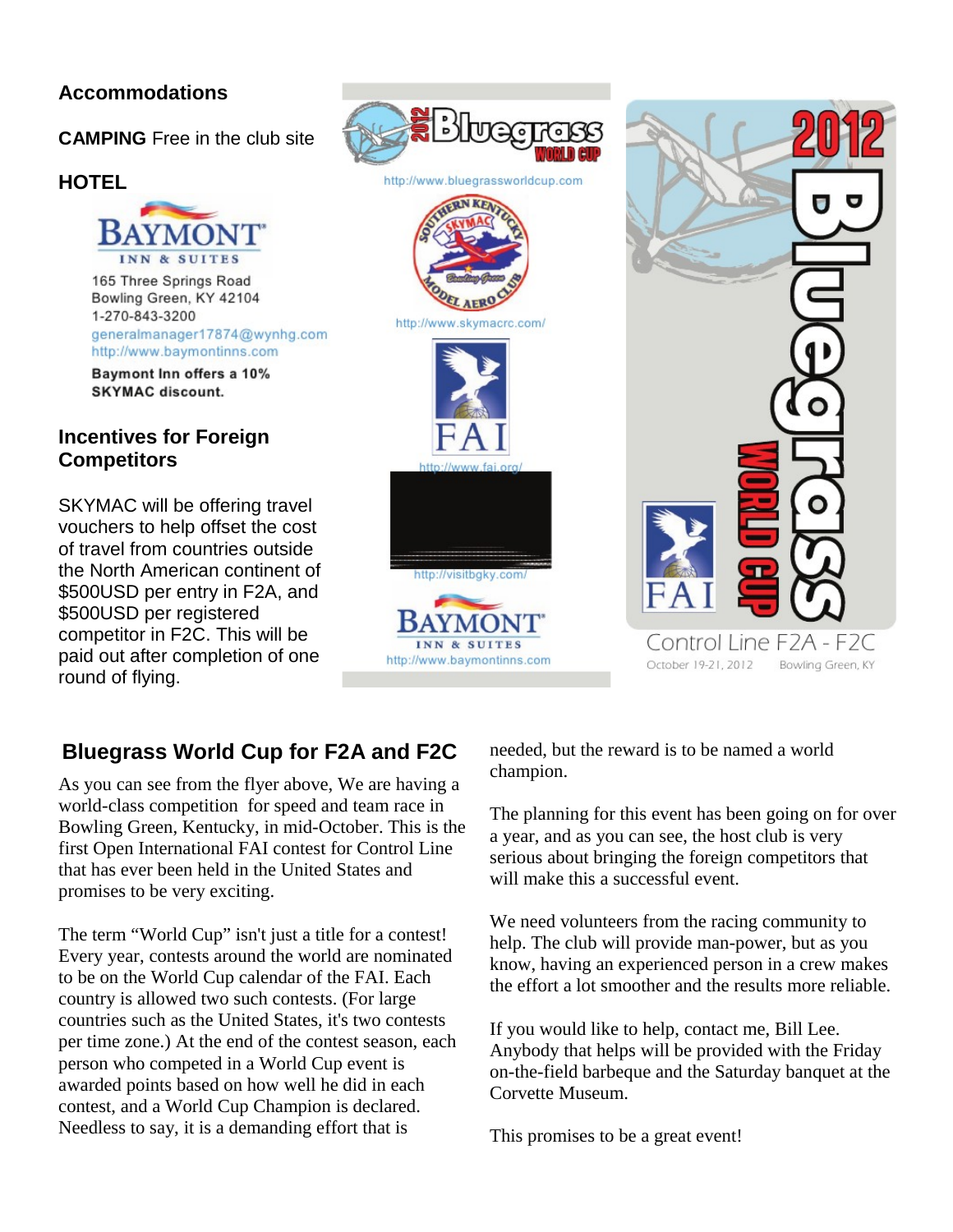**Accommodations**

**CAMPING** Free in the club site

**HOTEL**

BAYMONT INN & SUITES

165 Three Springs Road
Bowling Green, KY 42104
1-270-843-3200
generalmanager17874@wynhg.com
http://www.baymontinns.com

**Baymont Inn offers a 10% SKYMAC discount.**

**Incentives for Foreign Competitors**

SKYMAC will be offering travel vouchers to help offset the cost of travel from countries outside the North American continent of $500USD per entry in F2A, and $500USD per registered competitor in F2C. This will be paid out after completion of one round of flying.

2012 Bluegrass WORLD CUP

http://www.bluegrassworldcup.com

SOUTHERN KENTUCKY SKYMAC Bowling Green MODEL AERO CLUB

http://www.skymacrc.com/

FAI

http://www.fai.org/

http://visitbgky.com/

BAYMONT INN & SUITES

http://www.baymontinns.com

2012 Bluegrass WORLD CUP

FAI

Control Line F2A - F2C

October 19-21, 2012 Bowling Green, KY

## Bluegrass World Cup for F2A and F2C

As you can see from the flyer above, We are having a world-class competition for speed and team race in Bowling Green, Kentucky, in mid-October. This is the first Open International FAI contest for Control Line that has ever been held in the United States and promises to be very exciting.

The term "World Cup" isn't just a title for a contest! Every year, contests around the world are nominated to be on the World Cup calendar of the FAI. Each country is allowed two such contests. (For large countries such as the United States, it's two contests per time zone.) At the end of the contest season, each person who competed in a World Cup event is awarded points based on how well he did in each contest, and a World Cup Champion is declared. Needless to say, it is a demanding effort that is needed, but the reward is to be named a world champion.

The planning for this event has been going on for over a year, and as you can see, the host club is very serious about bringing the foreign competitors that will make this a successful event.

We need volunteers from the racing community to help. The club will provide man-power, but as you know, having an experienced person in a crew makes the effort a lot smoother and the results more reliable.

If you would like to help, contact me, Bill Lee. Anybody that helps will be provided with the Friday on-the-field barbeque and the Saturday banquet at the Corvette Museum.

This promises to be a great event!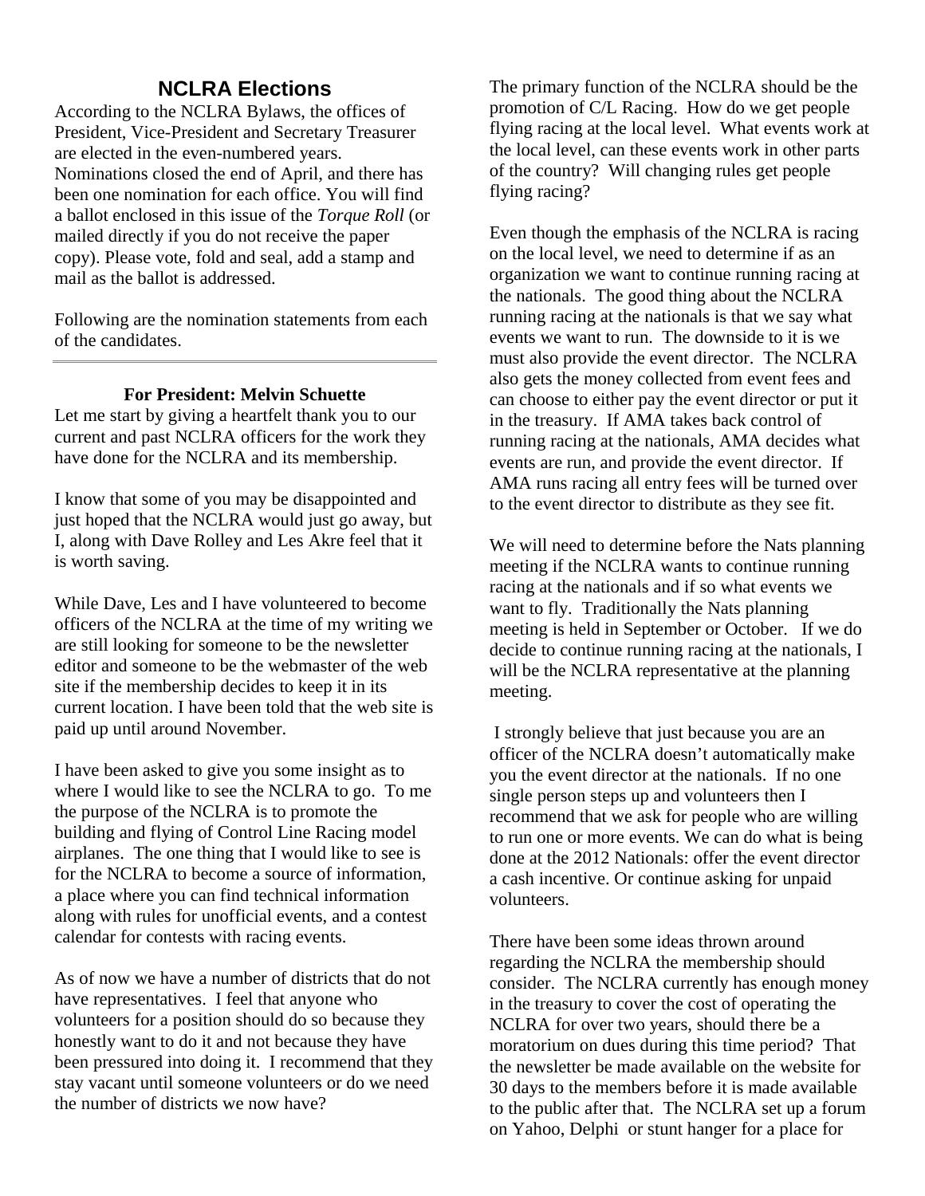## NCLRA Elections

According to the NCLRA Bylaws, the offices of President, Vice-President and Secretary Treasurer are elected in the even-numbered years. Nominations closed the end of April, and there has been one nomination for each office. You will find a ballot enclosed in this issue of the *Torque Roll* (or mailed directly if you do not receive the paper copy). Please vote, fold and seal, add a stamp and mail as the ballot is addressed.

Following are the nomination statements from each of the candidates.

---

**For President: Melvin Schuette**

Let me start by giving a heartfelt thank you to our current and past NCLRA officers for the work they have done for the NCLRA and its membership.

I know that some of you may be disappointed and just hoped that the NCLRA would just go away, but I, along with Dave Rolley and Les Akre feel that it is worth saving.

While Dave, Les and I have volunteered to become officers of the NCLRA at the time of my writing we are still looking for someone to be the newsletter editor and someone to be the webmaster of the web site if the membership decides to keep it in its current location. I have been told that the web site is paid up until around November.

I have been asked to give you some insight as to where I would like to see the NCLRA to go. To me the purpose of the NCLRA is to promote the building and flying of Control Line Racing model airplanes. The one thing that I would like to see is for the NCLRA to become a source of information, a place where you can find technical information along with rules for unofficial events, and a contest calendar for contests with racing events.

As of now we have a number of districts that do not have representatives. I feel that anyone who volunteers for a position should do so because they honestly want to do it and not because they have been pressured into doing it. I recommend that they stay vacant until someone volunteers or do we need the number of districts we now have?

The primary function of the NCLRA should be the promotion of C/L Racing. How do we get people flying racing at the local level. What events work at the local level, can these events work in other parts of the country? Will changing rules get people flying racing?

Even though the emphasis of the NCLRA is racing on the local level, we need to determine if as an organization we want to continue running racing at the nationals. The good thing about the NCLRA running racing at the nationals is that we say what events we want to run. The downside to it is we must also provide the event director. The NCLRA also gets the money collected from event fees and can choose to either pay the event director or put it in the treasury. If AMA takes back control of running racing at the nationals, AMA decides what events are run, and provide the event director. If AMA runs racing all entry fees will be turned over to the event director to distribute as they see fit.

We will need to determine before the Nats planning meeting if the NCLRA wants to continue running racing at the nationals and if so what events we want to fly. Traditionally the Nats planning meeting is held in September or October. If we do decide to continue running racing at the nationals, I will be the NCLRA representative at the planning meeting.

I strongly believe that just because you are an officer of the NCLRA doesn't automatically make you the event director at the nationals. If no one single person steps up and volunteers then I recommend that we ask for people who are willing to run one or more events. We can do what is being done at the 2012 Nationals: offer the event director a cash incentive. Or continue asking for unpaid volunteers.

There have been some ideas thrown around regarding the NCLRA the membership should consider. The NCLRA currently has enough money in the treasury to cover the cost of operating the NCLRA for over two years, should there be a moratorium on dues during this time period? That the newsletter be made available on the website for 30 days to the members before it is made available to the public after that. The NCLRA set up a forum on Yahoo, Delphi or stunt hanger for a place for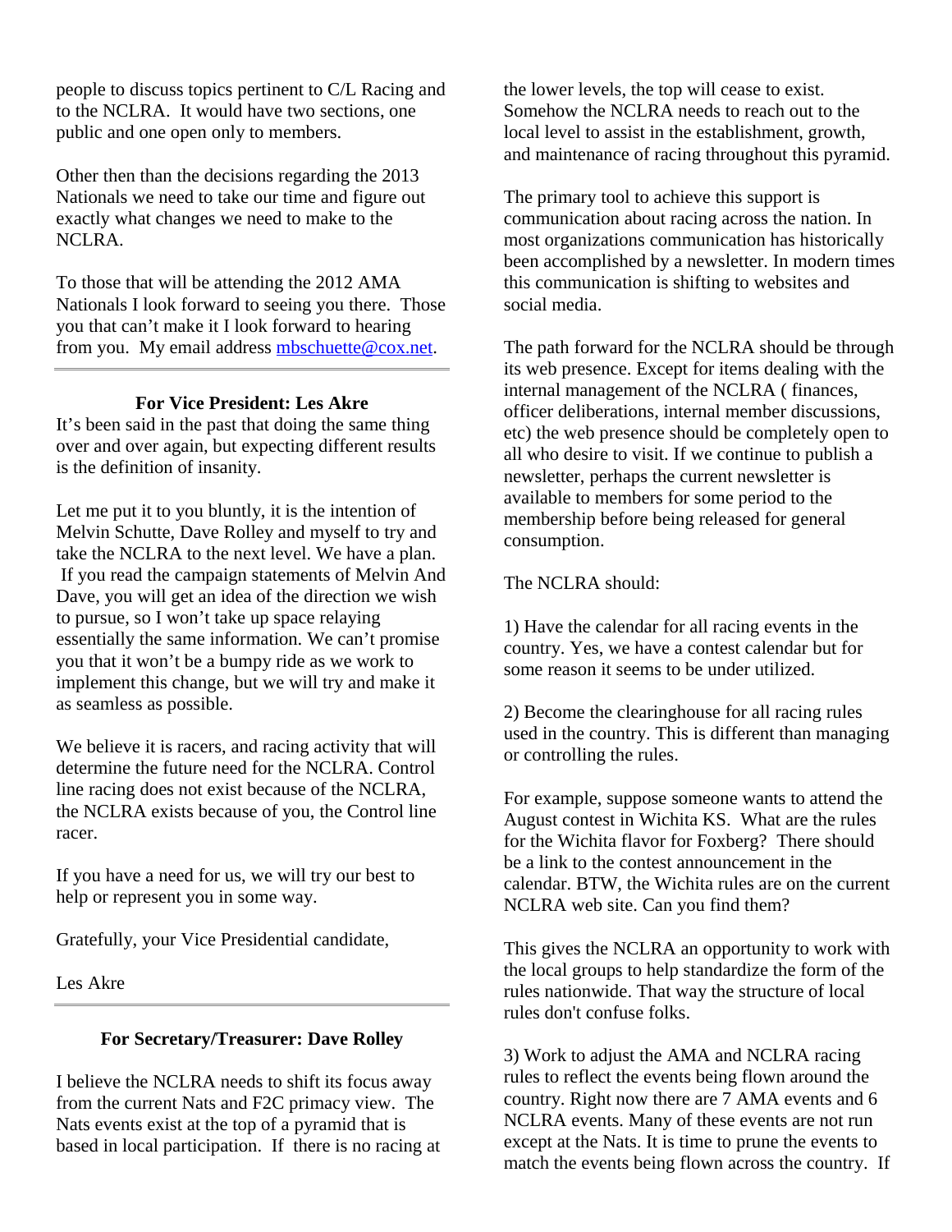people to discuss topics pertinent to C/L Racing and to the NCLRA. It would have two sections, one public and one open only to members.

Other then than the decisions regarding the 2013 Nationals we need to take our time and figure out exactly what changes we need to make to the NCLRA.

To those that will be attending the 2012 AMA Nationals I look forward to seeing you there. Those you that can't make it I look forward to hearing from you. My email address [mbschuette@cox.net](mailto:mbschuette@cox.net).

---

### For Vice President: Les Akre

It's been said in the past that doing the same thing over and over again, but expecting different results is the definition of insanity.

Let me put it to you bluntly, it is the intention of Melvin Schutte, Dave Rolley and myself to try and take the NCLRA to the next level. We have a plan. If you read the campaign statements of Melvin And Dave, you will get an idea of the direction we wish to pursue, so I won't take up space relaying essentially the same information. We can't promise you that it won't be a bumpy ride as we work to implement this change, but we will try and make it as seamless as possible.

We believe it is racers, and racing activity that will determine the future need for the NCLRA. Control line racing does not exist because of the NCLRA, the NCLRA exists because of you, the Control line racer.

If you have a need for us, we will try our best to help or represent you in some way.

Gratefully, your Vice Presidential candidate,

Les Akre

---

### For Secretary/Treasurer: Dave Rolley

I believe the NCLRA needs to shift its focus away from the current Nats and F2C primacy view. The Nats events exist at the top of a pyramid that is based in local participation. If there is no racing at the lower levels, the top will cease to exist. Somehow the NCLRA needs to reach out to the local level to assist in the establishment, growth, and maintenance of racing throughout this pyramid.

The primary tool to achieve this support is communication about racing across the nation. In most organizations communication has historically been accomplished by a newsletter. In modern times this communication is shifting to websites and social media.

The path forward for the NCLRA should be through its web presence. Except for items dealing with the internal management of the NCLRA ( finances, officer deliberations, internal member discussions, etc) the web presence should be completely open to all who desire to visit. If we continue to publish a newsletter, perhaps the current newsletter is available to members for some period to the membership before being released for general consumption.

The NCLRA should:

1) Have the calendar for all racing events in the country. Yes, we have a contest calendar but for some reason it seems to be under utilized.

2) Become the clearinghouse for all racing rules used in the country. This is different than managing or controlling the rules.

For example, suppose someone wants to attend the August contest in Wichita KS. What are the rules for the Wichita flavor for Foxberg? There should be a link to the contest announcement in the calendar. BTW, the Wichita rules are on the current NCLRA web site. Can you find them?

This gives the NCLRA an opportunity to work with the local groups to help standardize the form of the rules nationwide. That way the structure of local rules don't confuse folks.

3) Work to adjust the AMA and NCLRA racing rules to reflect the events being flown around the country. Right now there are 7 AMA events and 6 NCLRA events. Many of these events are not run except at the Nats. It is time to prune the events to match the events being flown across the country. If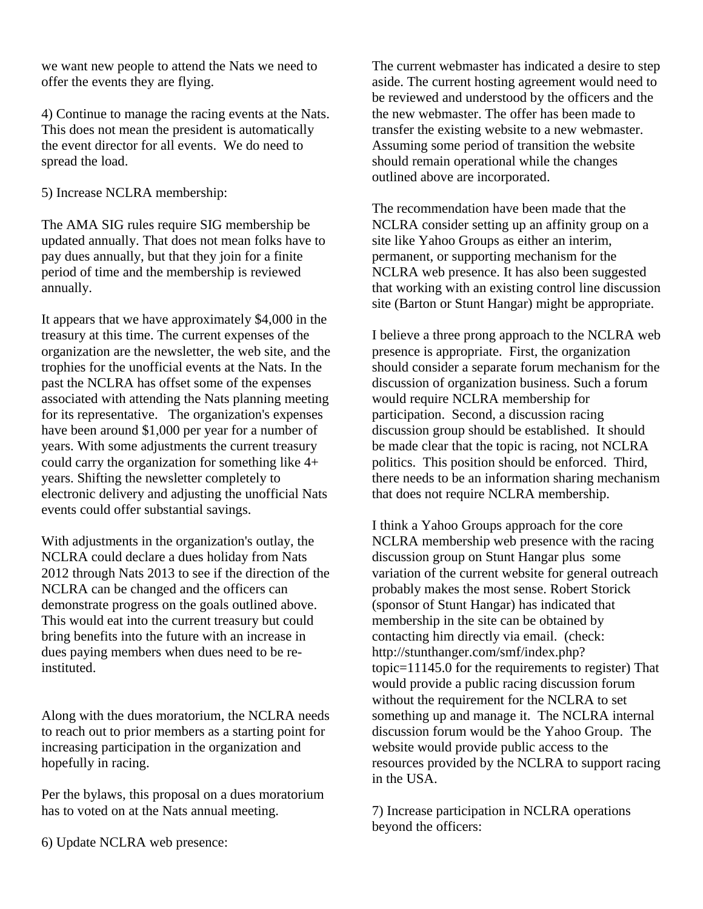we want new people to attend the Nats we need to offer the events they are flying.

4) Continue to manage the racing events at the Nats. This does not mean the president is automatically the event director for all events. We do need to spread the load.

5) Increase NCLRA membership:

The AMA SIG rules require SIG membership be updated annually. That does not mean folks have to pay dues annually, but that they join for a finite period of time and the membership is reviewed annually.

It appears that we have approximately $4,000 in the treasury at this time. The current expenses of the organization are the newsletter, the web site, and the trophies for the unofficial events at the Nats. In the past the NCLRA has offset some of the expenses associated with attending the Nats planning meeting for its representative. The organization's expenses have been around $1,000 per year for a number of years. With some adjustments the current treasury could carry the organization for something like 4+ years. Shifting the newsletter completely to electronic delivery and adjusting the unofficial Nats events could offer substantial savings.

With adjustments in the organization's outlay, the NCLRA could declare a dues holiday from Nats 2012 through Nats 2013 to see if the direction of the NCLRA can be changed and the officers can demonstrate progress on the goals outlined above. This would eat into the current treasury but could bring benefits into the future with an increase in dues paying members when dues need to be re-instituted.

Along with the dues moratorium, the NCLRA needs to reach out to prior members as a starting point for increasing participation in the organization and hopefully in racing.

Per the bylaws, this proposal on a dues moratorium has to voted on at the Nats annual meeting.

6) Update NCLRA web presence:

The current webmaster has indicated a desire to step aside. The current hosting agreement would need to be reviewed and understood by the officers and the the new webmaster. The offer has been made to transfer the existing website to a new webmaster. Assuming some period of transition the website should remain operational while the changes outlined above are incorporated.

The recommendation have been made that the NCLRA consider setting up an affinity group on a site like Yahoo Groups as either an interim, permanent, or supporting mechanism for the NCLRA web presence. It has also been suggested that working with an existing control line discussion site (Barton or Stunt Hangar) might be appropriate.

I believe a three prong approach to the NCLRA web presence is appropriate. First, the organization should consider a separate forum mechanism for the discussion of organization business. Such a forum would require NCLRA membership for participation. Second, a discussion racing discussion group should be established. It should be made clear that the topic is racing, not NCLRA politics. This position should be enforced. Third, there needs to be an information sharing mechanism that does not require NCLRA membership.

I think a Yahoo Groups approach for the core NCLRA membership web presence with the racing discussion group on Stunt Hangar plus some variation of the current website for general outreach probably makes the most sense. Robert Storick (sponsor of Stunt Hangar) has indicated that membership in the site can be obtained by contacting him directly via email. (check: http://stunthanger.com/smf/index.php?topic=11145.0 for the requirements to register) That would provide a public racing discussion forum without the requirement for the NCLRA to set something up and manage it. The NCLRA internal discussion forum would be the Yahoo Group. The website would provide public access to the resources provided by the NCLRA to support racing in the USA.

7) Increase participation in NCLRA operations beyond the officers: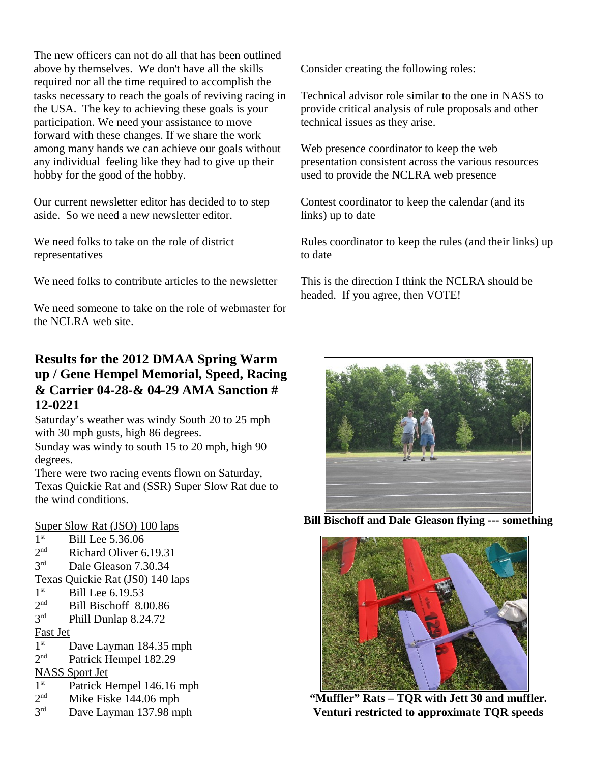The new officers can not do all that has been outlined above by themselves. We don't have all the skills required nor all the time required to accomplish the tasks necessary to reach the goals of reviving racing in the USA. The key to achieving these goals is your participation. We need your assistance to move forward with these changes. If we share the work among many hands we can achieve our goals without any individual feeling like they had to give up their hobby for the good of the hobby.

Our current newsletter editor has decided to to step aside. So we need a new newsletter editor.

We need folks to take on the role of district representatives

We need folks to contribute articles to the newsletter

We need someone to take on the role of webmaster for the NCLRA web site.

Consider creating the following roles:

Technical advisor role similar to the one in NASS to provide critical analysis of rule proposals and other technical issues as they arise.

Web presence coordinator to keep the web presentation consistent across the various resources used to provide the NCLRA web presence

Contest coordinator to keep the calendar (and its links) up to date

Rules coordinator to keep the rules (and their links) up to date

This is the direction I think the NCLRA should be headed. If you agree, then VOTE!

---

## Results for the 2012 DMAA Spring Warm up / Gene Hempel Memorial, Speed, Racing & Carrier 04-28-& 04-29 AMA Sanction # 12-0221

Saturday's weather was windy South 20 to 25 mph with 30 mph gusts, high 86 degrees.
Sunday was windy to south 15 to 20 mph, high 90 degrees.
There were two racing events flown on Saturday, Texas Quickie Rat and (SSR) Super Slow Rat due to the wind conditions.

Super Slow Rat (JSO) 100 laps
1st Bill Lee 5.36.06
2nd Richard Oliver 6.19.31
3rd Dale Gleason 7.30.34

Texas Quickie Rat (JS0) 140 laps
1st Bill Lee 6.19.53
2nd Bill Bischoff 8.00.86
3rd Phill Dunlap 8.24.72

Fast Jet
1st Dave Layman 184.35 mph
2nd Patrick Hempel 182.29

NASS Sport Jet
1st Patrick Hempel 146.16 mph
2nd Mike Fiske 144.06 mph
3rd Dave Layman 137.98 mph

**Bill Bischoff and Dale Gleason flying --- something**

**"Muffler" Rats – TQR with Jett 30 and muffler. Venturi restricted to approximate TQR speeds**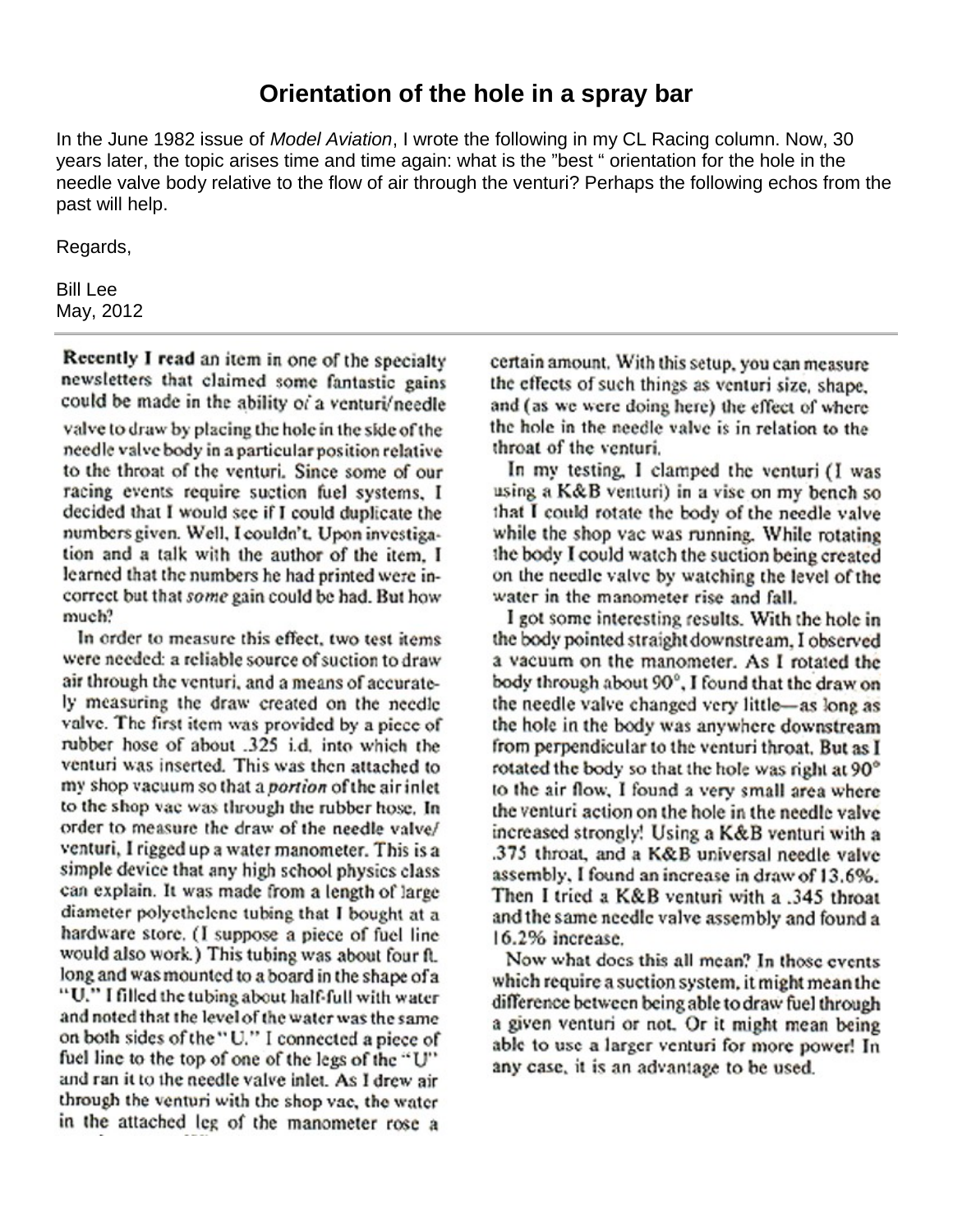# Orientation of the hole in a spray bar

In the June 1982 issue of *Model Aviation*, I wrote the following in my CL Racing column. Now, 30 years later, the topic arises time and time again: what is the "best " orientation for the hole in the needle valve body relative to the flow of air through the venturi? Perhaps the following echos from the past will help.

Regards,

Bill Lee
May, 2012

---

**Recently I read** an item in one of the specialty newsletters that claimed some fantastic gains could be made in the ability of a venturi/needle valve to draw by placing the hole in the side of the needle valve body in a particular position relative to the throat of the venturi. Since some of our racing events require suction fuel systems, I decided that I would see if I could duplicate the numbers given. Well, I couldn't. Upon investigation and a talk with the author of the item, I learned that the numbers he had printed were incorrect but that *some* gain could be had. But how much?

In order to measure this effect, two test items were needed: a reliable source of suction to draw air through the venturi, and a means of accurately measuring the draw created on the needle valve. The first item was provided by a piece of rubber hose of about .325 i.d. into which the venturi was inserted. This was then attached to my shop vacuum so that a *portion* of the air inlet to the shop vac was through the rubber hose. In order to measure the draw of the needle valve/venturi, I rigged up a water manometer. This is a simple device that any high school physics class can explain. It was made from a length of large diameter polyethelene tubing that I bought at a hardware store. (I suppose a piece of fuel line would also work.) This tubing was about four ft. long and was mounted to a board in the shape of a "U." I filled the tubing about half-full with water and noted that the level of the water was the same on both sides of the "U." I connected a piece of fuel line to the top of one of the legs of the "U" and ran it to the needle valve inlet. As I drew air through the venturi with the shop vac, the water in the attached leg of the manometer rose a certain amount. With this setup, you can measure the effects of such things as venturi size, shape, and (as we were doing here) the effect of where the hole in the needle valve is in relation to the throat of the venturi.

In my testing, I clamped the venturi (I was using a K&B venturi) in a vise on my bench so that I could rotate the body of the needle valve while the shop vac was running. While rotating the body I could watch the suction being created on the needle valve by watching the level of the water in the manometer rise and fall.

I got some interesting results. With the hole in the body pointed straight downstream, I observed a vacuum on the manometer. As I rotated the body through about 90°, I found that the draw on the needle valve changed very little—as long as the hole in the body was anywhere downstream from perpendicular to the venturi throat. But as I rotated the body so that the hole was right at 90° to the air flow, I found a very small area where the venturi action on the hole in the needle valve increased strongly! Using a K&B venturi with a .375 throat, and a K&B universal needle valve assembly, I found an increase in draw of 13.6%. Then I tried a K&B venturi with a .345 throat and the same needle valve assembly and found a 16.2% increase.

Now what does this all mean? In those events which require a suction system, it might mean the difference between being able to draw fuel through a given venturi or not. Or it might mean being able to use a larger venturi for more power! In any case, it is an advantage to be used.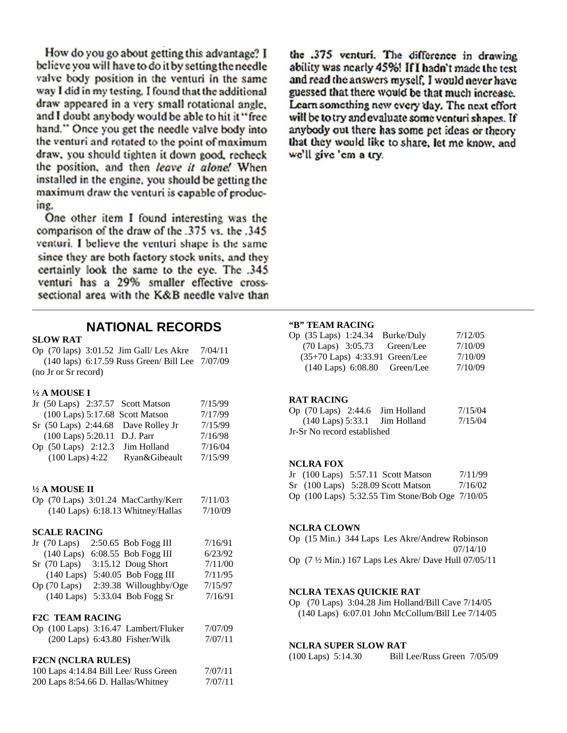How do you go about getting this advantage? I believe you will have to do it by setting the needle valve body position in the venturi in the same way I did in my testing. I found that the additional draw appeared in a very small rotational angle, and I doubt anybody would be able to hit it "free hand." Once you get the needle valve body into the venturi and rotated to the point of maximum draw, you should tighten it down good, recheck the position, and then *leave it alone!* When installed in the engine, you should be getting the maximum draw the venturi is capable of producing.

One other item I found interesting was the comparison of the draw of the .375 vs. the .345 venturi. I believe the venturi shape is the same since they are both factory stock units, and they certainly look the same to the eye. The .345 venturi has a 29% smaller effective cross-sectional area with the K&B needle valve than the .375 venturi. The difference in drawing ability was nearly 45%! If I hadn't made the test and read the answers myself, I would never have guessed that there would be that much increase. Learn something new every day. The next effort will be to try and evaluate some venturi shapes. If anybody out there has some pet ideas or theory that they would like to share, let me know, and we'll give 'em a try.

---

## NATIONAL RECORDS

**SLOW RAT**

Op (70 laps) 3:01.52 Jim Gall/ Les Akre 7/04/11
(140 laps) 6:17.59 Russ Green/ Bill Lee 7/07/09
(no Jr or Sr record)

**½ A MOUSE I**

Jr (50 Laps) 2:37.57 Scott Matson 7/15/99
(100 Laps) 5:17.68 Scott Matson 7/17/99
Sr (50 Laps) 2:44.68 Dave Rolley Jr 7/15/99
(100 Laps) 5:20.11 D.J. Parr 7/16/98
Op (50 Laps) 2:12.3 Jim Holland 7/16/04
(100 Laps) 4:22 Ryan&Gibeault 7/15/99

**½ A MOUSE II**

Op (70 Laps) 3:01.24 MacCarthy/Kerr 7/11/03
(140 Laps) 6:18.13 Whitney/Hallas 7/10/09

**SCALE RACING**

Jr (70 Laps) 2:50.65 Bob Fogg III 7/16/91
(140 Laps) 6:08.55 Bob Fogg III 6/23/92
Sr (70 Laps) 3:15.12 Doug Short 7/11/00
(140 Laps) 5:40.05 Bob Fogg III 7/11/95
Op (70 Laps) 2:39.38 Willoughby/Oge 7/15/97
(140 Laps) 5:33.04 Bob Fogg Sr 7/16/91

**F2C TEAM RACING**

Op (100 Laps) 3:16.47 Lambert/Fluker 7/07/09
(200 Laps) 6:43.80 Fisher/Wilk 7/07/11

**F2CN (NCLRA RULES)**

100 Laps 4:14.84 Bill Lee/ Russ Green 7/07/11
200 Laps 8:54.66 D. Hallas/Whitney 7/07/11

**"B" TEAM RACING**

Op (35 Laps) 1:24.34 Burke/Duly 7/12/05
(70 Laps) 3:05.73 Green/Lee 7/10/09
(35+70 Laps) 4:33.91 Green/Lee 7/10/09
(140 Laps) 6:08.80 Green/Lee 7/10/09

**RAT RACING**

Op (70 Laps) 2:44.6 Jim Holland 7/15/04
(140 Laps) 5:33.1 Jim Holland 7/15/04
Jr-Sr No record established

**NCLRA FOX**

Jr (100 Laps) 5:57.11 Scott Matson 7/11/99
Sr (100 Laps) 5:28.09 Scott Matson 7/16/02
Op (100 Laps) 5:32.55 Tim Stone/Bob Oge 7/10/05

**NCLRA CLOWN**

Op (15 Min.) 344 Laps Les Akre/Andrew Robinson 07/14/10
Op (7 ½ Min.) 167 Laps Les Akre/ Dave Hull 07/05/11

**NCLRA TEXAS QUICKIE RAT**

Op (70 Laps) 3:04.28 Jim Holland/Bill Cave 7/14/05
(140 Laps) 6:07.01 John McCollum/Bill Lee 7/14/05

**NCLRA SUPER SLOW RAT**

(100 Laps) 5:14.30 Bill Lee/Russ Green 7/05/09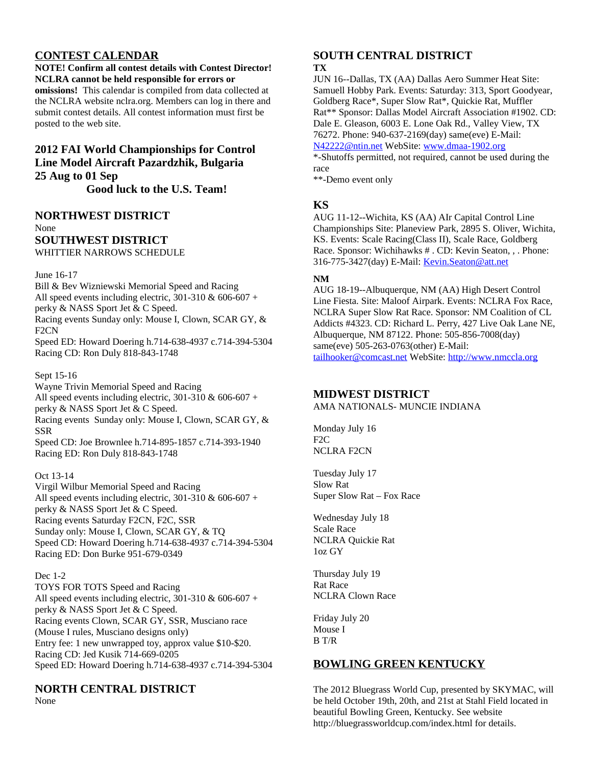## CONTEST CALENDAR

**NOTE! Confirm all contest details with Contest Director! NCLRA cannot be held responsible for errors or omissions!** This calendar is compiled from data collected at the NCLRA website nclra.org. Members can log in there and submit contest details. All contest information must first be posted to the web site.

### 2012 FAI World Championships for Control Line Model Aircraft Pazardzhik, Bulgaria 25 Aug to 01 Sep

**Good luck to the U.S. Team!**

## NORTHWEST DISTRICT

None

## SOUTHWEST DISTRICT

WHITTIER NARROWS SCHEDULE

June 16-17
Bill & Bev Wizniewski Memorial Speed and Racing
All speed events including electric, 301-310 & 606-607 + perky & NASS Sport Jet & C Speed.
Racing events Sunday only: Mouse I, Clown, SCAR GY, & F2CN
Speed ED: Howard Doering h.714-638-4937 c.714-394-5304
Racing CD: Ron Duly 818-843-1748

Sept 15-16
Wayne Trivin Memorial Speed and Racing
All speed events including electric, 301-310 & 606-607 + perky & NASS Sport Jet & C Speed.
Racing events Sunday only: Mouse I, Clown, SCAR GY, & SSR
Speed CD: Joe Brownlee h.714-895-1857 c.714-393-1940
Racing ED: Ron Duly 818-843-1748

Oct 13-14
Virgil Wilbur Memorial Speed and Racing
All speed events including electric, 301-310 & 606-607 + perky & NASS Sport Jet & C Speed.
Racing events Saturday F2CN, F2C, SSR
Sunday only: Mouse I, Clown, SCAR GY, & TQ
Speed CD: Howard Doering h.714-638-4937 c.714-394-5304
Racing ED: Don Burke 951-679-0349

Dec 1-2
TOYS FOR TOTS Speed and Racing
All speed events including electric, 301-310 & 606-607 + perky & NASS Sport Jet & C Speed.
Racing events Clown, SCAR GY, SSR, Musciano race (Mouse I rules, Musciano designs only)
Entry fee: 1 new unwrapped toy, approx value $10-$20.
Racing CD: Jed Kusik 714-669-0205
Speed ED: Howard Doering h.714-638-4937 c.714-394-5304

## NORTH CENTRAL DISTRICT

None

## SOUTH CENTRAL DISTRICT

**TX**

JUN 16--Dallas, TX (AA) Dallas Aero Summer Heat Site: Samuell Hobby Park. Events: Saturday: 313, Sport Goodyear, Goldberg Race*, Super Slow Rat*, Quickie Rat, Muffler Rat** Sponsor: Dallas Model Aircraft Association #1902. CD: Dale E. Gleason, 6003 E. Lone Oak Rd., Valley View, TX 76272. Phone: 940-637-2169(day) same(eve) E-Mail: N42222@ntin.net WebSite: www.dmaa-1902.org
*-Shutoffs permitted, not required, cannot be used during the race
**-Demo event only

### KS

AUG 11-12--Wichita, KS (AA) AIr Capital Control Line Championships Site: Planeview Park, 2895 S. Oliver, Wichita, KS. Events: Scale Racing(Class II), Scale Race, Goldberg Race. Sponsor: Wichihawks # . CD: Kevin Seaton, , . Phone: 316-775-3427(day) E-Mail: Kevin.Seaton@att.net

**NM**

AUG 18-19--Albuquerque, NM (AA) High Desert Control Line Fiesta. Site: Maloof Airpark. Events: NCLRA Fox Race, NCLRA Super Slow Rat Race. Sponsor: NM Coalition of CL Addicts #4323. CD: Richard L. Perry, 427 Live Oak Lane NE, Albuquerque, NM 87122. Phone: 505-856-7008(day) same(eve) 505-263-0763(other) E-Mail: tailhooker@comcast.net WebSite: http://www.nmccla.org

## MIDWEST DISTRICT

AMA NATIONALS- MUNCIE INDIANA

Monday July 16
F2C
NCLRA F2CN

Tuesday July 17
Slow Rat
Super Slow Rat – Fox Race

Wednesday July 18
Scale Race
NCLRA Quickie Rat
1oz GY

Thursday July 19
Rat Race
NCLRA Clown Race

Friday July 20
Mouse I
B T/R

## BOWLING GREEN KENTUCKY

The 2012 Bluegrass World Cup, presented by SKYMAC, will be held October 19th, 20th, and 21st at Stahl Field located in beautiful Bowling Green, Kentucky. See website http://bluegrassworldcup.com/index.html for details.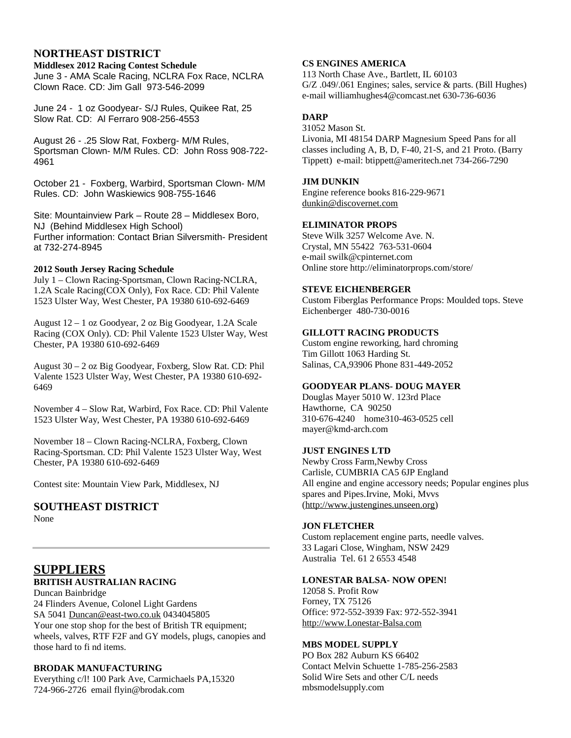## NORTHEAST DISTRICT

**Middlesex 2012 Racing Contest Schedule**

June 3 - AMA Scale Racing, NCLRA Fox Race, NCLRA Clown Race. CD: Jim Gall 973-546-2099

June 24 - 1 oz Goodyear- S/J Rules, Quikee Rat, 25 Slow Rat. CD: Al Ferraro 908-256-4553

August 26 - .25 Slow Rat, Foxberg- M/M Rules, Sportsman Clown- M/M Rules. CD: John Ross 908-722-4961

October 21 - Foxberg, Warbird, Sportsman Clown- M/M Rules. CD: John Waskiewics 908-755-1646

Site: Mountainview Park – Route 28 – Middlesex Boro, NJ (Behind Middlesex High School)
Further information: Contact Brian Silversmith- President at 732-274-8945

**2012 South Jersey Racing Schedule**

July 1 – Clown Racing-Sportsman, Clown Racing-NCLRA, 1.2A Scale Racing(COX Only), Fox Race. CD: Phil Valente 1523 Ulster Way, West Chester, PA 19380 610-692-6469

August 12 – 1 oz Goodyear, 2 oz Big Goodyear, 1.2A Scale Racing (COX Only). CD: Phil Valente 1523 Ulster Way, West Chester, PA 19380 610-692-6469

August 30 – 2 oz Big Goodyear, Foxberg, Slow Rat. CD: Phil Valente 1523 Ulster Way, West Chester, PA 19380 610-692-6469

November 4 – Slow Rat, Warbird, Fox Race. CD: Phil Valente 1523 Ulster Way, West Chester, PA 19380 610-692-6469

November 18 – Clown Racing-NCLRA, Foxberg, Clown Racing-Sportsman. CD: Phil Valente 1523 Ulster Way, West Chester, PA 19380 610-692-6469

Contest site: Mountain View Park, Middlesex, NJ

## SOUTHEAST DISTRICT

None

## SUPPLIERS

**BRITISH AUSTRALIAN RACING**
Duncan Bainbridge
24 Flinders Avenue, Colonel Light Gardens
SA 5041 Duncan@east-two.co.uk 0434045805
Your one stop shop for the best of British TR equipment; wheels, valves, RTF F2F and GY models, plugs, canopies and those hard to fi nd items.

**BRODAK MANUFACTURING**
Everything c/l! 100 Park Ave, Carmichaels PA,15320
724-966-2726 email flyin@brodak.com

**CS ENGINES AMERICA**
113 North Chase Ave., Bartlett, IL 60103
G/Z .049/.061 Engines; sales, service & parts. (Bill Hughes)
e-mail williamhughes4@comcast.net 630-736-6036

**DARP**
31052 Mason St.
Livonia, MI 48154 DARP Magnesium Speed Pans for all classes including A, B, D, F-40, 21-S, and 21 Proto. (Barry Tippett) e-mail: btippett@ameritech.net 734-266-7290

**JIM DUNKIN**
Engine reference books 816-229-9671
dunkin@discovernet.com

**ELIMINATOR PROPS**
Steve Wilk 3257 Welcome Ave. N.
Crystal, MN 55422 763-531-0604
e-mail swilk@cpinternet.com
Online store http://eliminatorprops.com/store/

**STEVE EICHENBERGER**
Custom Fiberglas Performance Props: Moulded tops. Steve Eichenberger 480-730-0016

**GILLOTT RACING PRODUCTS**
Custom engine reworking, hard chroming
Tim Gillott 1063 Harding St.
Salinas, CA,93906 Phone 831-449-2052

**GOODYEAR PLANS- DOUG MAYER**
Douglas Mayer 5010 W. 123rd Place
Hawthorne, CA 90250
310-676-4240 home310-463-0525 cell
mayer@kmd-arch.com

**JUST ENGINES LTD**
Newby Cross Farm,Newby Cross
Carlisle, CUMBRIA CA5 6JP England
All engine and engine accessory needs; Popular engines plus spares and Pipes.Irvine, Moki, Mvvs
(http://www.justengines.unseen.org)

**JON FLETCHER**
Custom replacement engine parts, needle valves.
33 Lagari Close, Wingham, NSW 2429
Australia Tel. 61 2 6553 4548

**LONESTAR BALSA- NOW OPEN!**
12058 S. Profit Row
Forney, TX 75126
Office: 972-552-3939 Fax: 972-552-3941
http://www.Lonestar-Balsa.com

**MBS MODEL SUPPLY**
PO Box 282 Auburn KS 66402
Contact Melvin Schuette 1-785-256-2583
Solid Wire Sets and other C/L needs
mbsmodelsupply.com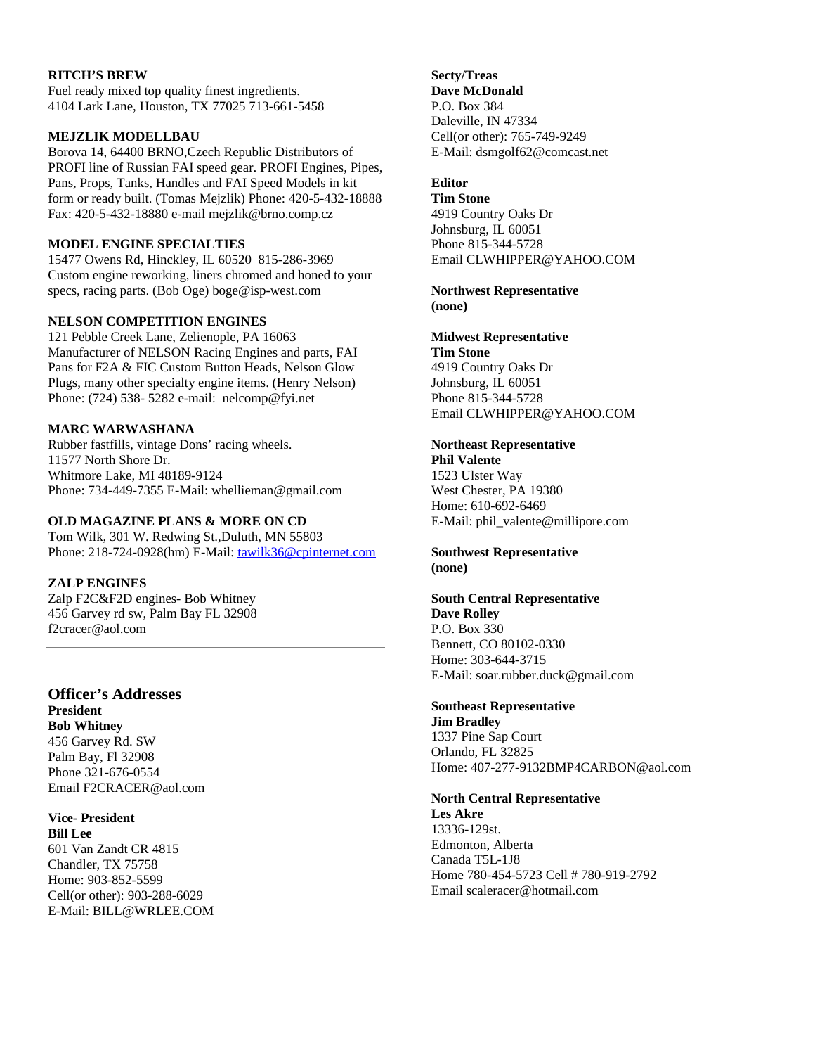**RITCH'S BREW**
Fuel ready mixed top quality finest ingredients.
4104 Lark Lane, Houston, TX 77025 713-661-5458

**MEJZLIK MODELLBAU**
Borova 14, 64400 BRNO,Czech Republic Distributors of PROFI line of Russian FAI speed gear. PROFI Engines, Pipes, Pans, Props, Tanks, Handles and FAI Speed Models in kit form or ready built. (Tomas Mejzlik) Phone: 420-5-432-18888 Fax: 420-5-432-18880 e-mail mejzlik@brno.comp.cz

**MODEL ENGINE SPECIALTIES**
15477 Owens Rd, Hinckley, IL 60520 815-286-3969
Custom engine reworking, liners chromed and honed to your specs, racing parts. (Bob Oge) boge@isp-west.com

**NELSON COMPETITION ENGINES**
121 Pebble Creek Lane, Zelienople, PA 16063
Manufacturer of NELSON Racing Engines and parts, FAI Pans for F2A & FIC Custom Button Heads, Nelson Glow Plugs, many other specialty engine items. (Henry Nelson) Phone: (724) 538- 5282 e-mail: nelcomp@fyi.net

**MARC WARWASHANA**
Rubber fastfills, vintage Dons' racing wheels.
11577 North Shore Dr.
Whitmore Lake, MI 48189-9124
Phone: 734-449-7355 E-Mail: whellieman@gmail.com

**OLD MAGAZINE PLANS & MORE ON CD**
Tom Wilk, 301 W. Redwing St.,Duluth, MN 55803
Phone: 218-724-0928(hm) E-Mail: tawilk36@cpinternet.com

**ZALP ENGINES**
Zalp F2C&F2D engines- Bob Whitney
456 Garvey rd sw, Palm Bay FL 32908
f2cracer@aol.com

---

## Officer's Addresses

**President**
**Bob Whitney**
456 Garvey Rd. SW
Palm Bay, Fl 32908
Phone 321-676-0554
Email F2CRACER@aol.com

**Vice- President**
**Bill Lee**
601 Van Zandt CR 4815
Chandler, TX 75758
Home: 903-852-5599
Cell(or other): 903-288-6029
E-Mail: BILL@WRLEE.COM

**Secty/Treas**
**Dave McDonald**
P.O. Box 384
Daleville, IN 47334
Cell(or other): 765-749-9249
E-Mail: dsmgolf62@comcast.net

**Editor**
**Tim Stone**
4919 Country Oaks Dr
Johnsburg, IL 60051
Phone 815-344-5728
Email CLWHIPPER@YAHOO.COM

**Northwest Representative**
**(none)**

**Midwest Representative**
**Tim Stone**
4919 Country Oaks Dr
Johnsburg, IL 60051
Phone 815-344-5728
Email CLWHIPPER@YAHOO.COM

**Northeast Representative**
**Phil Valente**
1523 Ulster Way
West Chester, PA 19380
Home: 610-692-6469
E-Mail: phil_valente@millipore.com

**Southwest Representative**
**(none)**

**South Central Representative**
**Dave Rolley**
P.O. Box 330
Bennett, CO 80102-0330
Home: 303-644-3715
E-Mail: soar.rubber.duck@gmail.com

**Southeast Representative**
**Jim Bradley**
1337 Pine Sap Court
Orlando, FL 32825
Home: 407-277-9132BMP4CARBON@aol.com

**North Central Representative**
**Les Akre**
13336-129st.
Edmonton, Alberta
Canada T5L-1J8
Home 780-454-5723 Cell # 780-919-2792
Email scaleracer@hotmail.com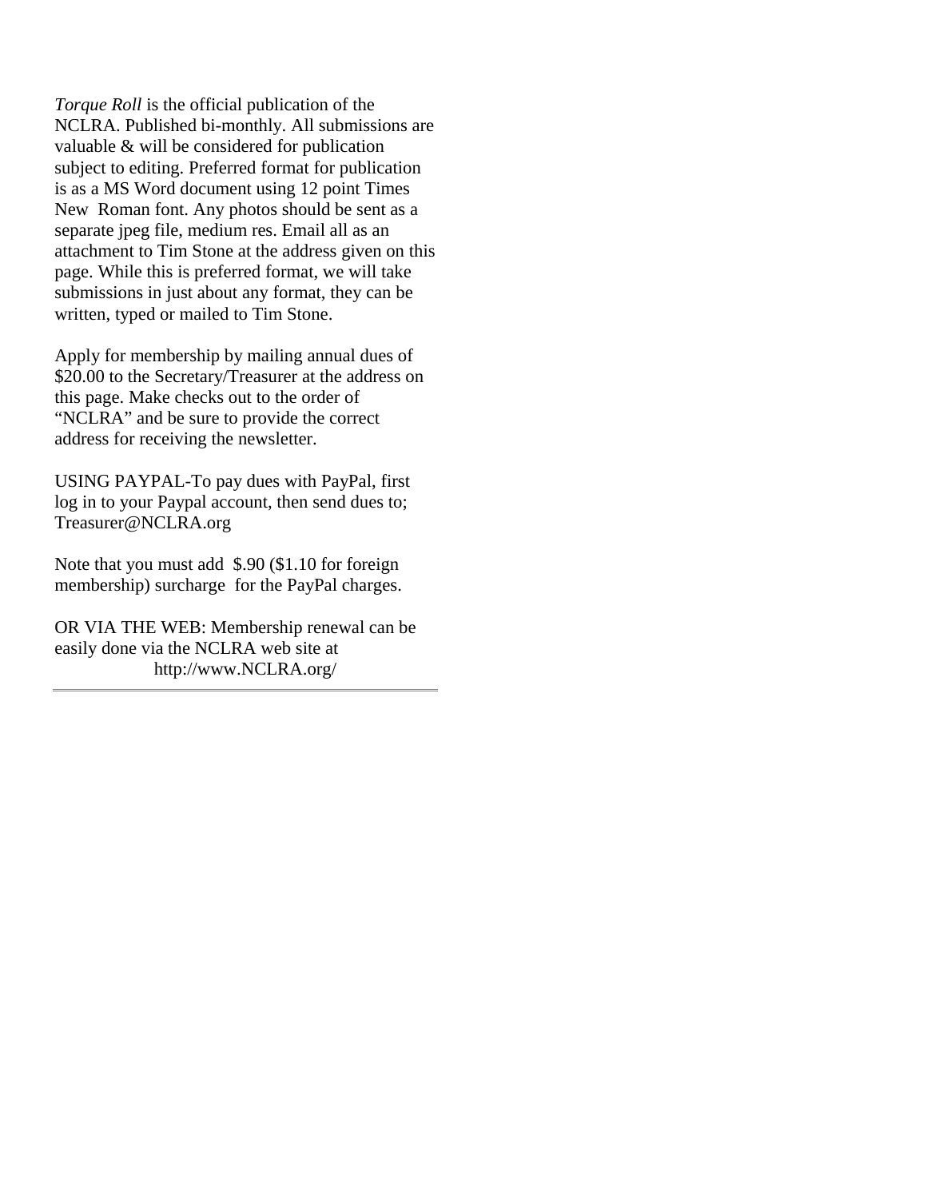*Torque Roll* is the official publication of the NCLRA. Published bi-monthly. All submissions are valuable & will be considered for publication subject to editing. Preferred format for publication is as a MS Word document using 12 point Times New Roman font. Any photos should be sent as a separate jpeg file, medium res. Email all as an attachment to Tim Stone at the address given on this page. While this is preferred format, we will take submissions in just about any format, they can be written, typed or mailed to Tim Stone.

Apply for membership by mailing annual dues of $20.00 to the Secretary/Treasurer at the address on this page. Make checks out to the order of "NCLRA" and be sure to provide the correct address for receiving the newsletter.

USING PAYPAL-To pay dues with PayPal, first log in to your Paypal account, then send dues to; Treasurer@NCLRA.org

Note that you must add $.90 ($1.10 for foreign membership) surcharge for the PayPal charges.

OR VIA THE WEB: Membership renewal can be easily done via the NCLRA web site at http://www.NCLRA.org/

---